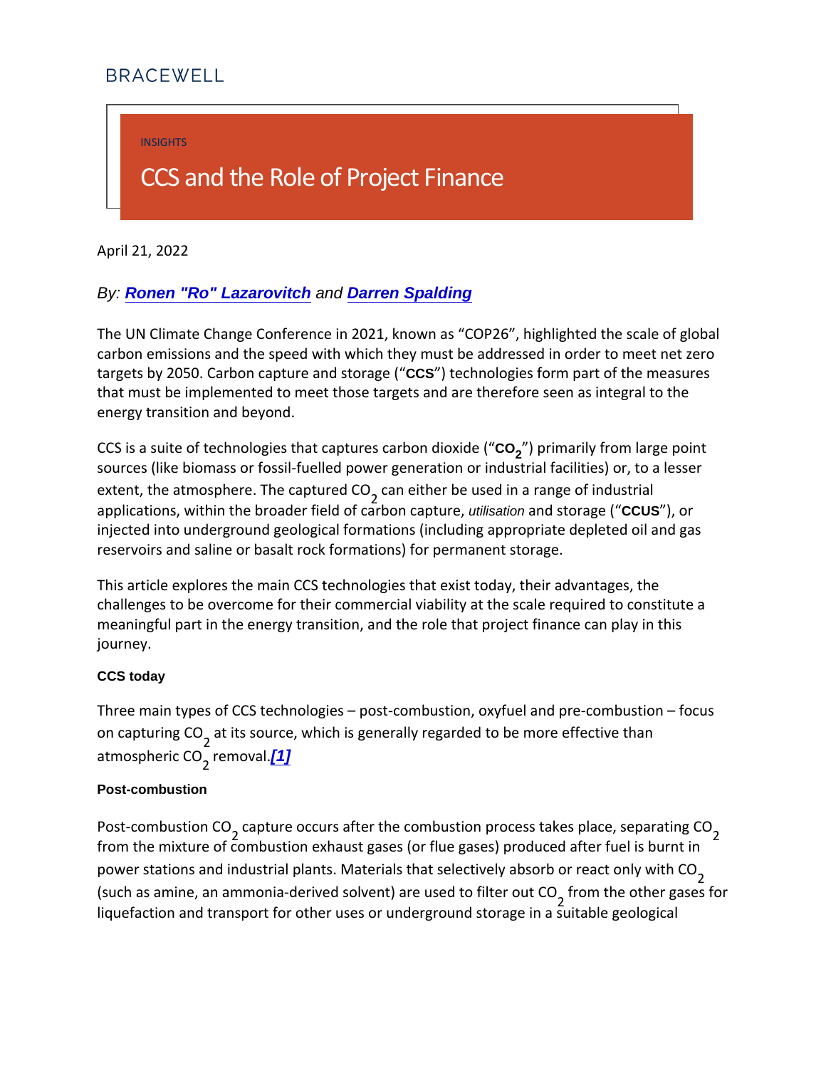BRACEWELL

INSIGHTS

# CCS and the Role of Project Finance

April 21, 2022

*By: **Ronen "Ro" Lazarovitch** and **Darren Spalding***

The UN Climate Change Conference in 2021, known as "COP26", highlighted the scale of global carbon emissions and the speed with which they must be addressed in order to meet net zero targets by 2050. Carbon capture and storage ("**CCS**") technologies form part of the measures that must be implemented to meet those targets and are therefore seen as integral to the energy transition and beyond.

CCS is a suite of technologies that captures carbon dioxide ("**$CO_2$**") primarily from large point sources (like biomass or fossil-fuelled power generation or industrial facilities) or, to a lesser extent, the atmosphere. The captured $CO_2$ can either be used in a range of industrial applications, within the broader field of carbon capture, *utilisation* and storage ("**CCUS**"), or injected into underground geological formations (including appropriate depleted oil and gas reservoirs and saline or basalt rock formations) for permanent storage.

This article explores the main CCS technologies that exist today, their advantages, the challenges to be overcome for their commercial viability at the scale required to constitute a meaningful part in the energy transition, and the role that project finance can play in this journey.

#### CCS today

Three main types of CCS technologies – post-combustion, oxyfuel and pre-combustion – focus on capturing $CO_2$ at its source, which is generally regarded to be more effective than atmospheric $CO_2$ removal.*[1]*

#### Post-combustion

Post-combustion $CO_2$ capture occurs after the combustion process takes place, separating $CO_2$ from the mixture of combustion exhaust gases (or flue gases) produced after fuel is burnt in power stations and industrial plants. Materials that selectively absorb or react only with $CO_2$ (such as amine, an ammonia-derived solvent) are used to filter out $CO_2$ from the other gases for liquefaction and transport for other uses or underground storage in a suitable geological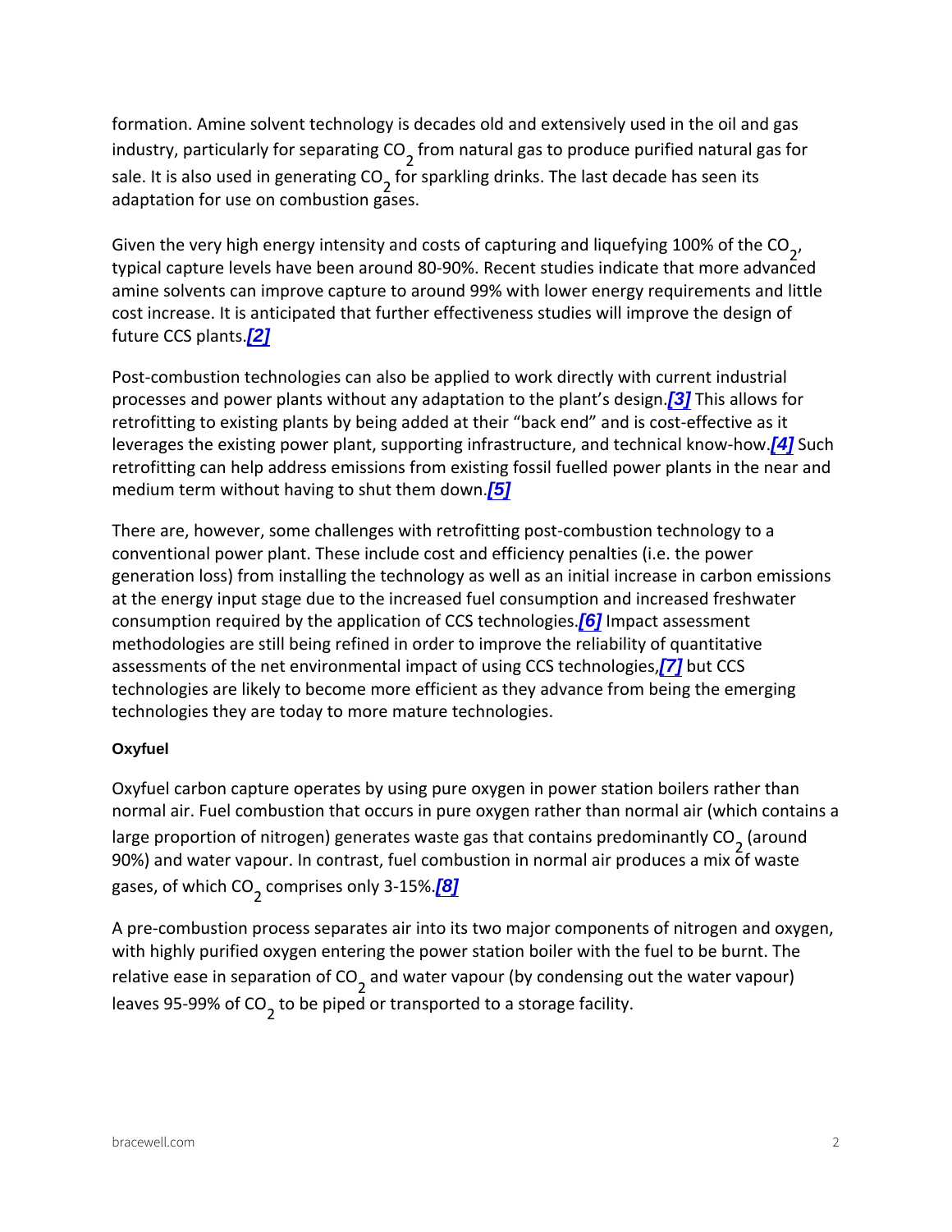formation. Amine solvent technology is decades old and extensively used in the oil and gas industry, particularly for separating $CO_2$ from natural gas to produce purified natural gas for sale. It is also used in generating $CO_2$ for sparkling drinks. The last decade has seen its adaptation for use on combustion gases.

Given the very high energy intensity and costs of capturing and liquefying 100% of the $CO_2$, typical capture levels have been around 80-90%. Recent studies indicate that more advanced amine solvents can improve capture to around 99% with lower energy requirements and little cost increase. It is anticipated that further effectiveness studies will improve the design of future CCS plants.[2]

Post-combustion technologies can also be applied to work directly with current industrial processes and power plants without any adaptation to the plant's design.[3] This allows for retrofitting to existing plants by being added at their "back end" and is cost-effective as it leverages the existing power plant, supporting infrastructure, and technical know-how.[4] Such retrofitting can help address emissions from existing fossil fuelled power plants in the near and medium term without having to shut them down.[5]

There are, however, some challenges with retrofitting post-combustion technology to a conventional power plant. These include cost and efficiency penalties (i.e. the power generation loss) from installing the technology as well as an initial increase in carbon emissions at the energy input stage due to the increased fuel consumption and increased freshwater consumption required by the application of CCS technologies.[6] Impact assessment methodologies are still being refined in order to improve the reliability of quantitative assessments of the net environmental impact of using CCS technologies,[7] but CCS technologies are likely to become more efficient as they advance from being the emerging technologies they are today to more mature technologies.

**Oxyfuel**

Oxyfuel carbon capture operates by using pure oxygen in power station boilers rather than normal air. Fuel combustion that occurs in pure oxygen rather than normal air (which contains a large proportion of nitrogen) generates waste gas that contains predominantly $CO_2$ (around 90%) and water vapour. In contrast, fuel combustion in normal air produces a mix of waste gases, of which $CO_2$ comprises only 3-15%.[8]

A pre-combustion process separates air into its two major components of nitrogen and oxygen, with highly purified oxygen entering the power station boiler with the fuel to be burnt. The relative ease in separation of $CO_2$ and water vapour (by condensing out the water vapour) leaves 95-99% of $CO_2$ to be piped or transported to a storage facility.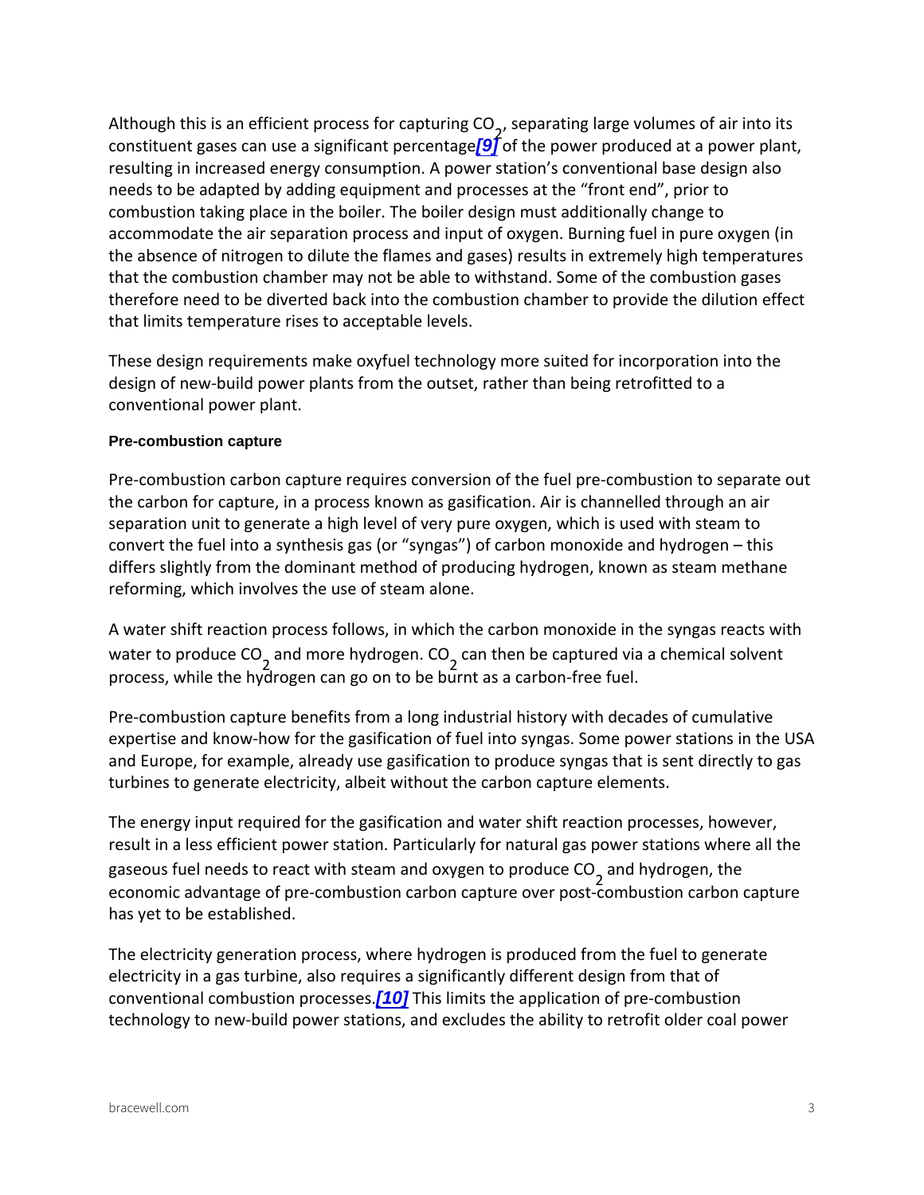Although this is an efficient process for capturing $CO_2$, separating large volumes of air into its constituent gases can use a significant percentage[9] of the power produced at a power plant, resulting in increased energy consumption. A power station's conventional base design also needs to be adapted by adding equipment and processes at the "front end", prior to combustion taking place in the boiler. The boiler design must additionally change to accommodate the air separation process and input of oxygen. Burning fuel in pure oxygen (in the absence of nitrogen to dilute the flames and gases) results in extremely high temperatures that the combustion chamber may not be able to withstand. Some of the combustion gases therefore need to be diverted back into the combustion chamber to provide the dilution effect that limits temperature rises to acceptable levels.

These design requirements make oxyfuel technology more suited for incorporation into the design of new-build power plants from the outset, rather than being retrofitted to a conventional power plant.

#### Pre-combustion capture

Pre-combustion carbon capture requires conversion of the fuel pre-combustion to separate out the carbon for capture, in a process known as gasification. Air is channelled through an air separation unit to generate a high level of very pure oxygen, which is used with steam to convert the fuel into a synthesis gas (or "syngas") of carbon monoxide and hydrogen – this differs slightly from the dominant method of producing hydrogen, known as steam methane reforming, which involves the use of steam alone.

A water shift reaction process follows, in which the carbon monoxide in the syngas reacts with water to produce $CO_2$ and more hydrogen. $CO_2$ can then be captured via a chemical solvent process, while the hydrogen can go on to be burnt as a carbon-free fuel.

Pre-combustion capture benefits from a long industrial history with decades of cumulative expertise and know-how for the gasification of fuel into syngas. Some power stations in the USA and Europe, for example, already use gasification to produce syngas that is sent directly to gas turbines to generate electricity, albeit without the carbon capture elements.

The energy input required for the gasification and water shift reaction processes, however, result in a less efficient power station. Particularly for natural gas power stations where all the gaseous fuel needs to react with steam and oxygen to produce $CO_2$ and hydrogen, the economic advantage of pre-combustion carbon capture over post-combustion carbon capture has yet to be established.

The electricity generation process, where hydrogen is produced from the fuel to generate electricity in a gas turbine, also requires a significantly different design from that of conventional combustion processes.[10] This limits the application of pre-combustion technology to new-build power stations, and excludes the ability to retrofit older coal power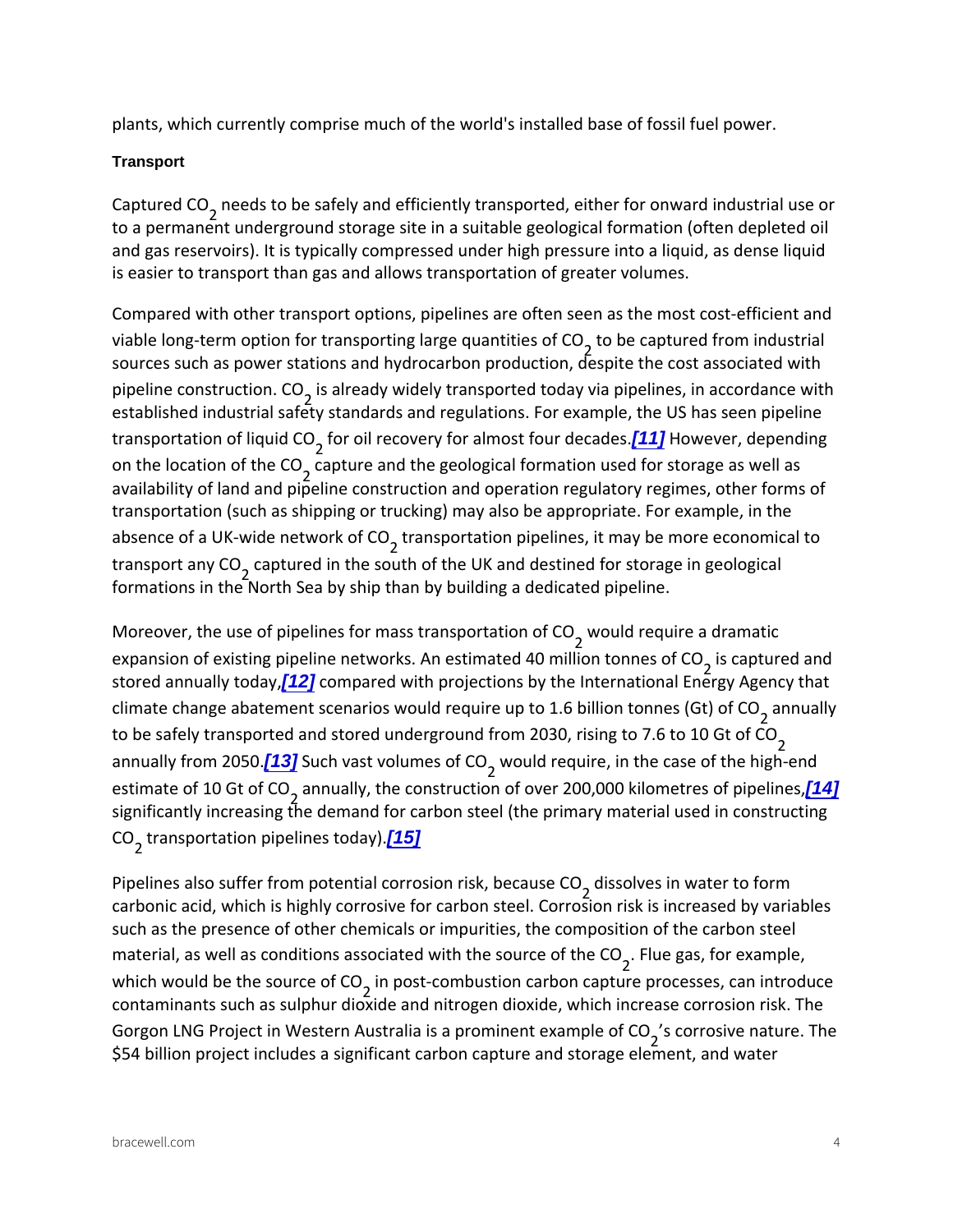plants, which currently comprise much of the world's installed base of fossil fuel power.

#### Transport

Captured $CO_2$ needs to be safely and efficiently transported, either for onward industrial use or to a permanent underground storage site in a suitable geological formation (often depleted oil and gas reservoirs). It is typically compressed under high pressure into a liquid, as dense liquid is easier to transport than gas and allows transportation of greater volumes.

Compared with other transport options, pipelines are often seen as the most cost-efficient and viable long-term option for transporting large quantities of $CO_2$ to be captured from industrial sources such as power stations and hydrocarbon production, despite the cost associated with pipeline construction. $CO_2$ is already widely transported today via pipelines, in accordance with established industrial safety standards and regulations. For example, the US has seen pipeline transportation of liquid $CO_2$ for oil recovery for almost four decades.[11] However, depending on the location of the $CO_2$ capture and the geological formation used for storage as well as availability of land and pipeline construction and operation regulatory regimes, other forms of transportation (such as shipping or trucking) may also be appropriate. For example, in the absence of a UK-wide network of $CO_2$ transportation pipelines, it may be more economical to transport any $CO_2$ captured in the south of the UK and destined for storage in geological formations in the North Sea by ship than by building a dedicated pipeline.

Moreover, the use of pipelines for mass transportation of $CO_2$ would require a dramatic expansion of existing pipeline networks. An estimated 40 million tonnes of $CO_2$ is captured and stored annually today,[12] compared with projections by the International Energy Agency that climate change abatement scenarios would require up to 1.6 billion tonnes (Gt) of $CO_2$ annually to be safely transported and stored underground from 2030, rising to 7.6 to 10 Gt of $CO_2$ annually from 2050.[13] Such vast volumes of $CO_2$ would require, in the case of the high-end estimate of 10 Gt of $CO_2$ annually, the construction of over 200,000 kilometres of pipelines,[14] significantly increasing the demand for carbon steel (the primary material used in constructing $CO_2$ transportation pipelines today).[15]

Pipelines also suffer from potential corrosion risk, because $CO_2$ dissolves in water to form carbonic acid, which is highly corrosive for carbon steel. Corrosion risk is increased by variables such as the presence of other chemicals or impurities, the composition of the carbon steel material, as well as conditions associated with the source of the $CO_2$. Flue gas, for example, which would be the source of $CO_2$ in post-combustion carbon capture processes, can introduce contaminants such as sulphur dioxide and nitrogen dioxide, which increase corrosion risk. The Gorgon LNG Project in Western Australia is a prominent example of $CO_2$'s corrosive nature. The $54 billion project includes a significant carbon capture and storage element, and water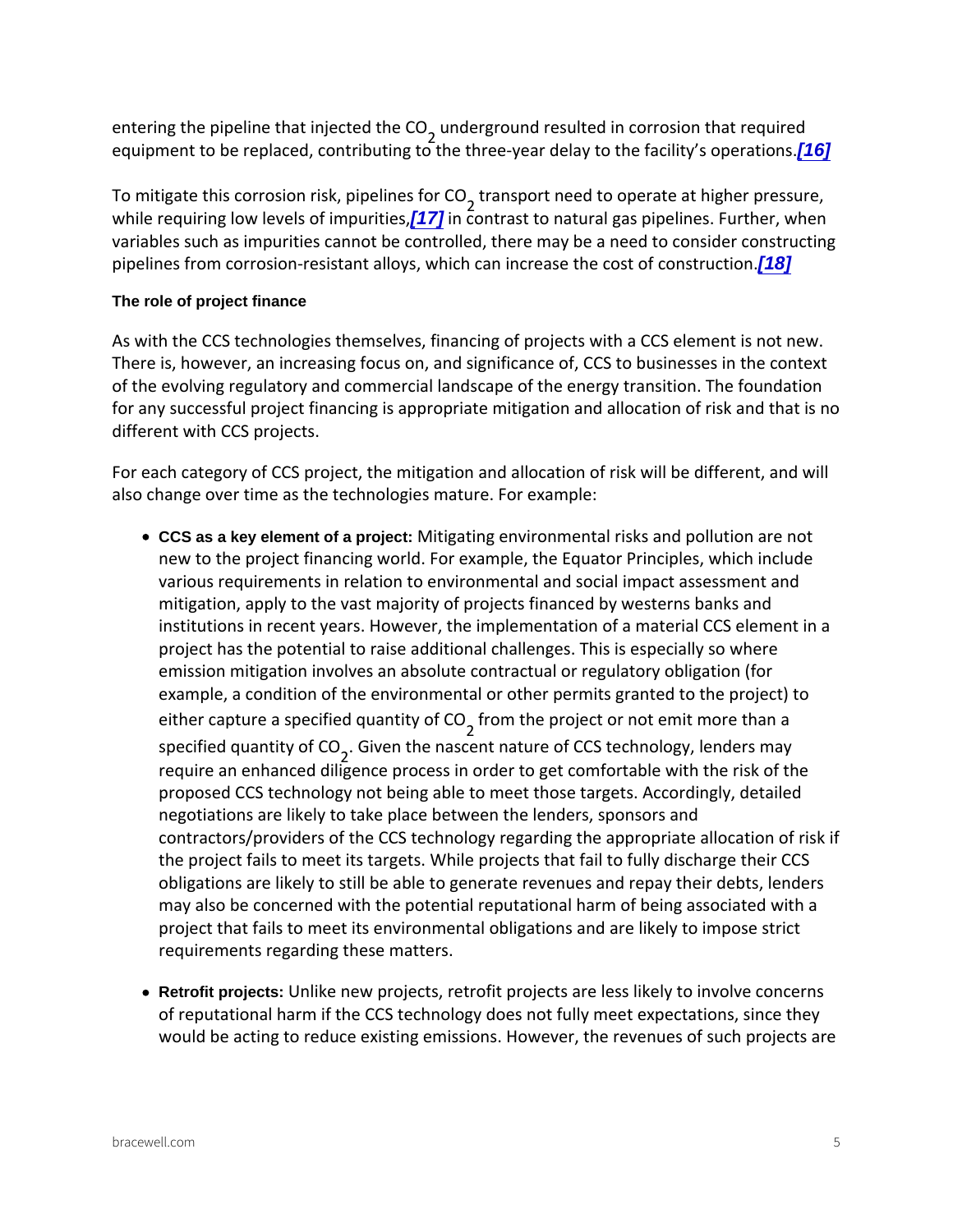entering the pipeline that injected the $CO_2$ underground resulted in corrosion that required equipment to be replaced, contributing to the three-year delay to the facility's operations.[16]

To mitigate this corrosion risk, pipelines for $CO_2$ transport need to operate at higher pressure, while requiring low levels of impurities,[17] in contrast to natural gas pipelines. Further, when variables such as impurities cannot be controlled, there may be a need to consider constructing pipelines from corrosion-resistant alloys, which can increase the cost of construction.[18]

#### The role of project finance

As with the CCS technologies themselves, financing of projects with a CCS element is not new. There is, however, an increasing focus on, and significance of, CCS to businesses in the context of the evolving regulatory and commercial landscape of the energy transition. The foundation for any successful project financing is appropriate mitigation and allocation of risk and that is no different with CCS projects.

For each category of CCS project, the mitigation and allocation of risk will be different, and will also change over time as the technologies mature. For example:

- **CCS as a key element of a project:** Mitigating environmental risks and pollution are not new to the project financing world. For example, the Equator Principles, which include various requirements in relation to environmental and social impact assessment and mitigation, apply to the vast majority of projects financed by westerns banks and institutions in recent years. However, the implementation of a material CCS element in a project has the potential to raise additional challenges. This is especially so where emission mitigation involves an absolute contractual or regulatory obligation (for example, a condition of the environmental or other permits granted to the project) to either capture a specified quantity of $CO_2$ from the project or not emit more than a specified quantity of $CO_2$. Given the nascent nature of CCS technology, lenders may require an enhanced diligence process in order to get comfortable with the risk of the proposed CCS technology not being able to meet those targets. Accordingly, detailed negotiations are likely to take place between the lenders, sponsors and contractors/providers of the CCS technology regarding the appropriate allocation of risk if the project fails to meet its targets. While projects that fail to fully discharge their CCS obligations are likely to still be able to generate revenues and repay their debts, lenders may also be concerned with the potential reputational harm of being associated with a project that fails to meet its environmental obligations and are likely to impose strict requirements regarding these matters.

- **Retrofit projects:** Unlike new projects, retrofit projects are less likely to involve concerns of reputational harm if the CCS technology does not fully meet expectations, since they would be acting to reduce existing emissions. However, the revenues of such projects are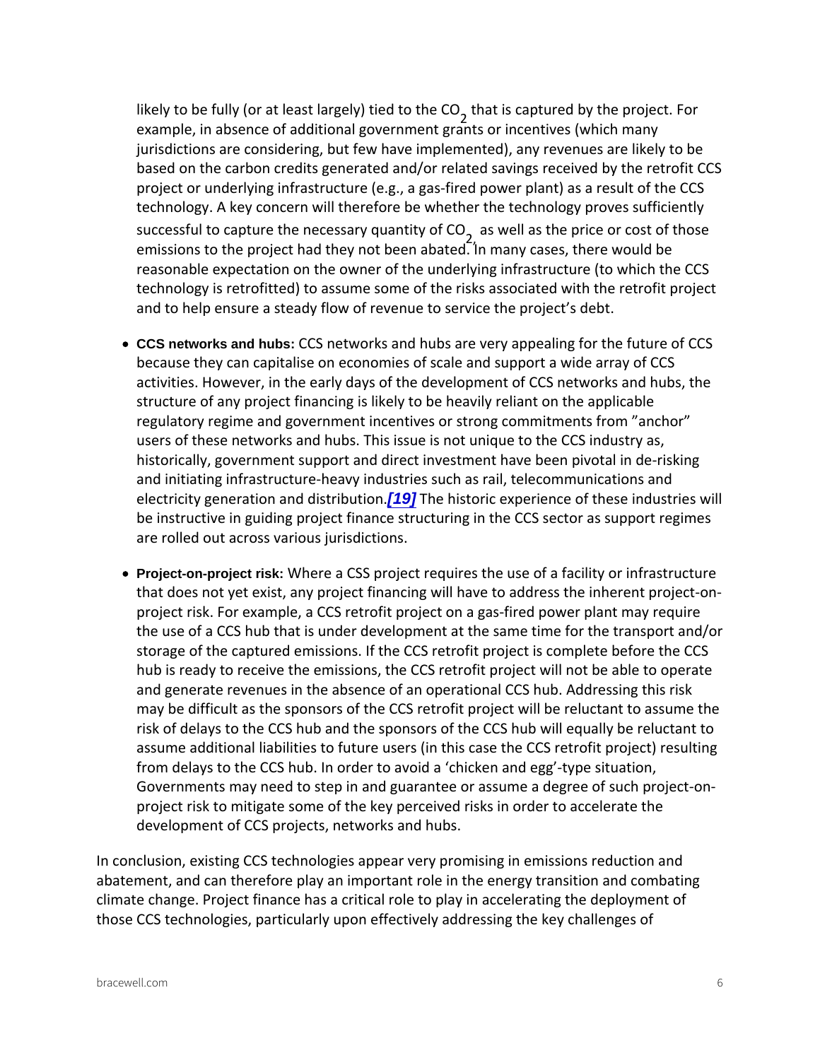likely to be fully (or at least largely) tied to the $CO_2$ that is captured by the project. For example, in absence of additional government grants or incentives (which many jurisdictions are considering, but few have implemented), any revenues are likely to be based on the carbon credits generated and/or related savings received by the retrofit CCS project or underlying infrastructure (e.g., a gas-fired power plant) as a result of the CCS technology. A key concern will therefore be whether the technology proves sufficiently successful to capture the necessary quantity of $CO_2$, as well as the price or cost of those emissions to the project had they not been abated. In many cases, there would be reasonable expectation on the owner of the underlying infrastructure (to which the CCS technology is retrofitted) to assume some of the risks associated with the retrofit project and to help ensure a steady flow of revenue to service the project's debt.

- **CCS networks and hubs:** CCS networks and hubs are very appealing for the future of CCS because they can capitalise on economies of scale and support a wide array of CCS activities. However, in the early days of the development of CCS networks and hubs, the structure of any project financing is likely to be heavily reliant on the applicable regulatory regime and government incentives or strong commitments from "anchor" users of these networks and hubs. This issue is not unique to the CCS industry as, historically, government support and direct investment have been pivotal in de-risking and initiating infrastructure-heavy industries such as rail, telecommunications and electricity generation and distribution.[19] The historic experience of these industries will be instructive in guiding project finance structuring in the CCS sector as support regimes are rolled out across various jurisdictions.

- **Project-on-project risk:** Where a CSS project requires the use of a facility or infrastructure that does not yet exist, any project financing will have to address the inherent project-on-project risk. For example, a CCS retrofit project on a gas-fired power plant may require the use of a CCS hub that is under development at the same time for the transport and/or storage of the captured emissions. If the CCS retrofit project is complete before the CCS hub is ready to receive the emissions, the CCS retrofit project will not be able to operate and generate revenues in the absence of an operational CCS hub. Addressing this risk may be difficult as the sponsors of the CCS retrofit project will be reluctant to assume the risk of delays to the CCS hub and the sponsors of the CCS hub will equally be reluctant to assume additional liabilities to future users (in this case the CCS retrofit project) resulting from delays to the CCS hub. In order to avoid a 'chicken and egg'-type situation, Governments may need to step in and guarantee or assume a degree of such project-on-project risk to mitigate some of the key perceived risks in order to accelerate the development of CCS projects, networks and hubs.

In conclusion, existing CCS technologies appear very promising in emissions reduction and abatement, and can therefore play an important role in the energy transition and combating climate change. Project finance has a critical role to play in accelerating the deployment of those CCS technologies, particularly upon effectively addressing the key challenges of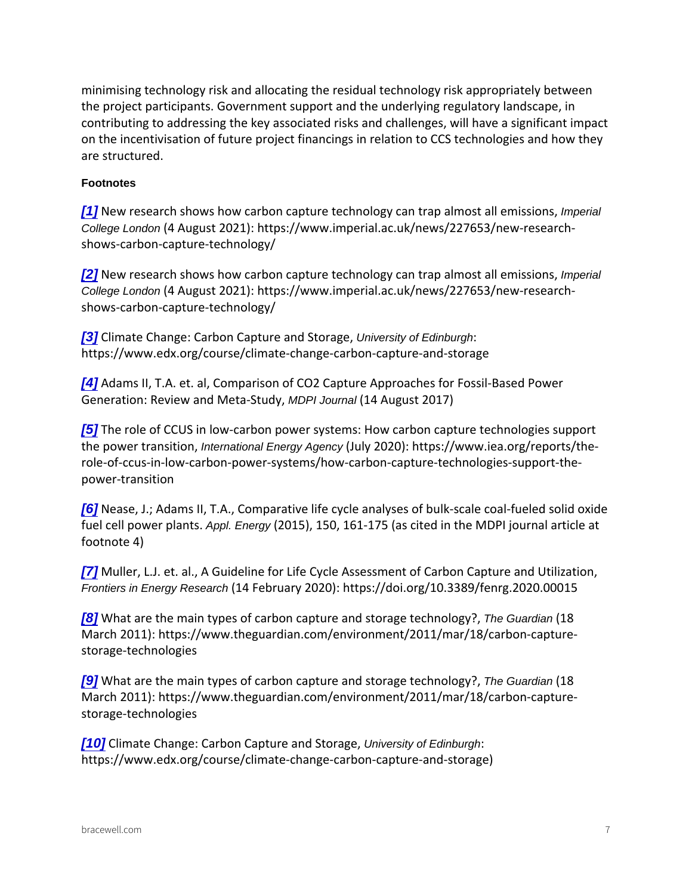minimising technology risk and allocating the residual technology risk appropriately between the project participants. Government support and the underlying regulatory landscape, in contributing to addressing the key associated risks and challenges, will have a significant impact on the incentivisation of future project financings in relation to CCS technologies and how they are structured.

**Footnotes**

[1] New research shows how carbon capture technology can trap almost all emissions, *Imperial College London* (4 August 2021): https://www.imperial.ac.uk/news/227653/new-research-shows-carbon-capture-technology/

[2] New research shows how carbon capture technology can trap almost all emissions, *Imperial College London* (4 August 2021): https://www.imperial.ac.uk/news/227653/new-research-shows-carbon-capture-technology/

[3] Climate Change: Carbon Capture and Storage, *University of Edinburgh*: https://www.edx.org/course/climate-change-carbon-capture-and-storage

[4] Adams II, T.A. et. al, Comparison of CO2 Capture Approaches for Fossil-Based Power Generation: Review and Meta-Study, *MDPI Journal* (14 August 2017)

[5] The role of CCUS in low-carbon power systems: How carbon capture technologies support the power transition, *International Energy Agency* (July 2020): https://www.iea.org/reports/the-role-of-ccus-in-low-carbon-power-systems/how-carbon-capture-technologies-support-the-power-transition

[6] Nease, J.; Adams II, T.A., Comparative life cycle analyses of bulk-scale coal-fueled solid oxide fuel cell power plants. *Appl. Energy* (2015), 150, 161-175 (as cited in the MDPI journal article at footnote 4)

[7] Muller, L.J. et. al., A Guideline for Life Cycle Assessment of Carbon Capture and Utilization, *Frontiers in Energy Research* (14 February 2020): https://doi.org/10.3389/fenrg.2020.00015

[8] What are the main types of carbon capture and storage technology?, *The Guardian* (18 March 2011): https://www.theguardian.com/environment/2011/mar/18/carbon-capture-storage-technologies

[9] What are the main types of carbon capture and storage technology?, *The Guardian* (18 March 2011): https://www.theguardian.com/environment/2011/mar/18/carbon-capture-storage-technologies

[10] Climate Change: Carbon Capture and Storage, *University of Edinburgh*: https://www.edx.org/course/climate-change-carbon-capture-and-storage)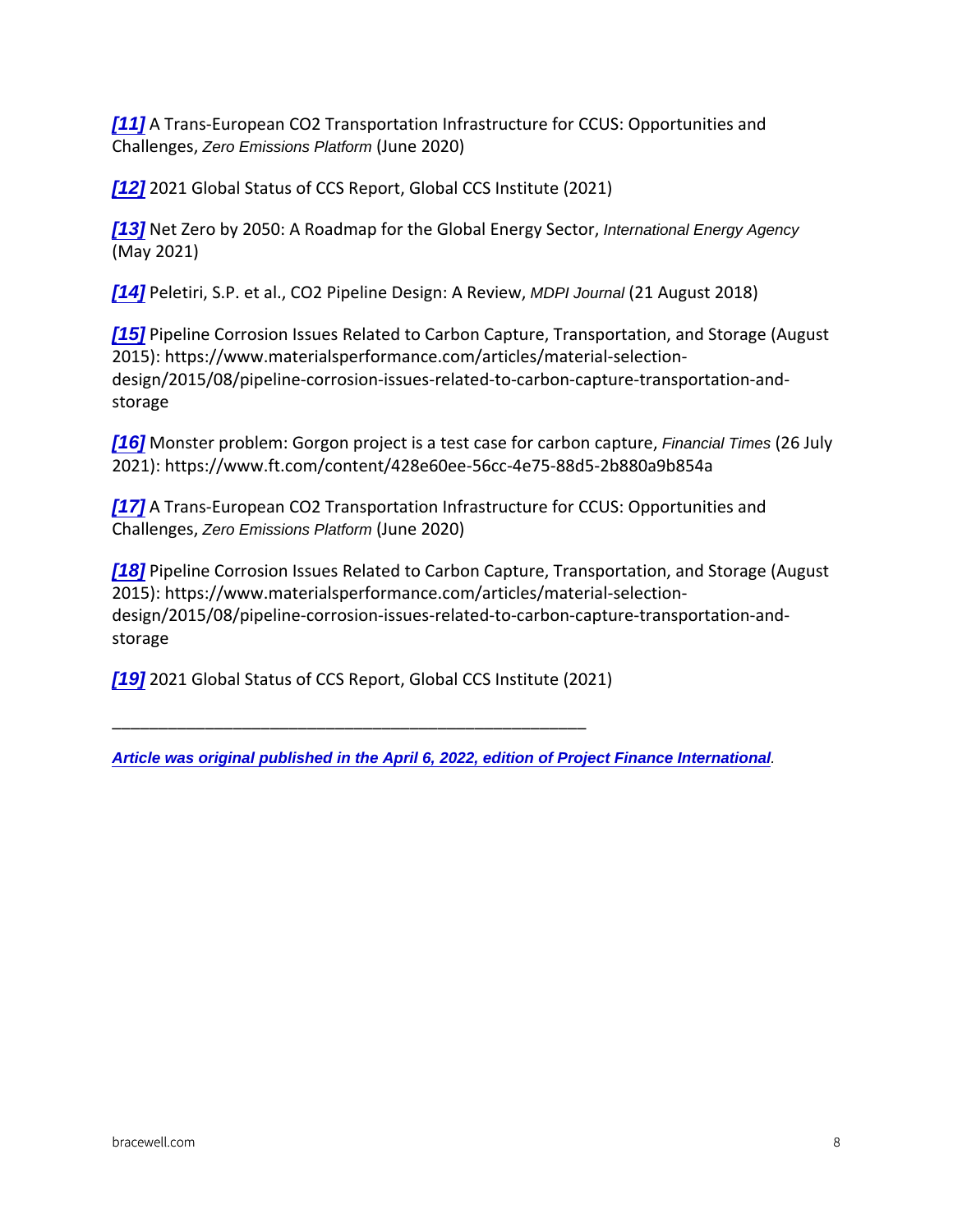*[11]* A Trans-European CO2 Transportation Infrastructure for CCUS: Opportunities and Challenges, *Zero Emissions Platform* (June 2020)

*[12]* 2021 Global Status of CCS Report, Global CCS Institute (2021)

*[13]* Net Zero by 2050: A Roadmap for the Global Energy Sector, *International Energy Agency* (May 2021)

*[14]* Peletiri, S.P. et al., CO2 Pipeline Design: A Review, *MDPI Journal* (21 August 2018)

*[15]* Pipeline Corrosion Issues Related to Carbon Capture, Transportation, and Storage (August 2015): https://www.materialsperformance.com/articles/material-selection-design/2015/08/pipeline-corrosion-issues-related-to-carbon-capture-transportation-and-storage

*[16]* Monster problem: Gorgon project is a test case for carbon capture, *Financial Times* (26 July 2021): https://www.ft.com/content/428e60ee-56cc-4e75-88d5-2b880a9b854a

*[17]* A Trans-European CO2 Transportation Infrastructure for CCUS: Opportunities and Challenges, *Zero Emissions Platform* (June 2020)

*[18]* Pipeline Corrosion Issues Related to Carbon Capture, Transportation, and Storage (August 2015): https://www.materialsperformance.com/articles/material-selection-design/2015/08/pipeline-corrosion-issues-related-to-carbon-capture-transportation-and-storage

*[19]* 2021 Global Status of CCS Report, Global CCS Institute (2021)

---

***Article was original published in the April 6, 2022, edition of Project Finance International***.